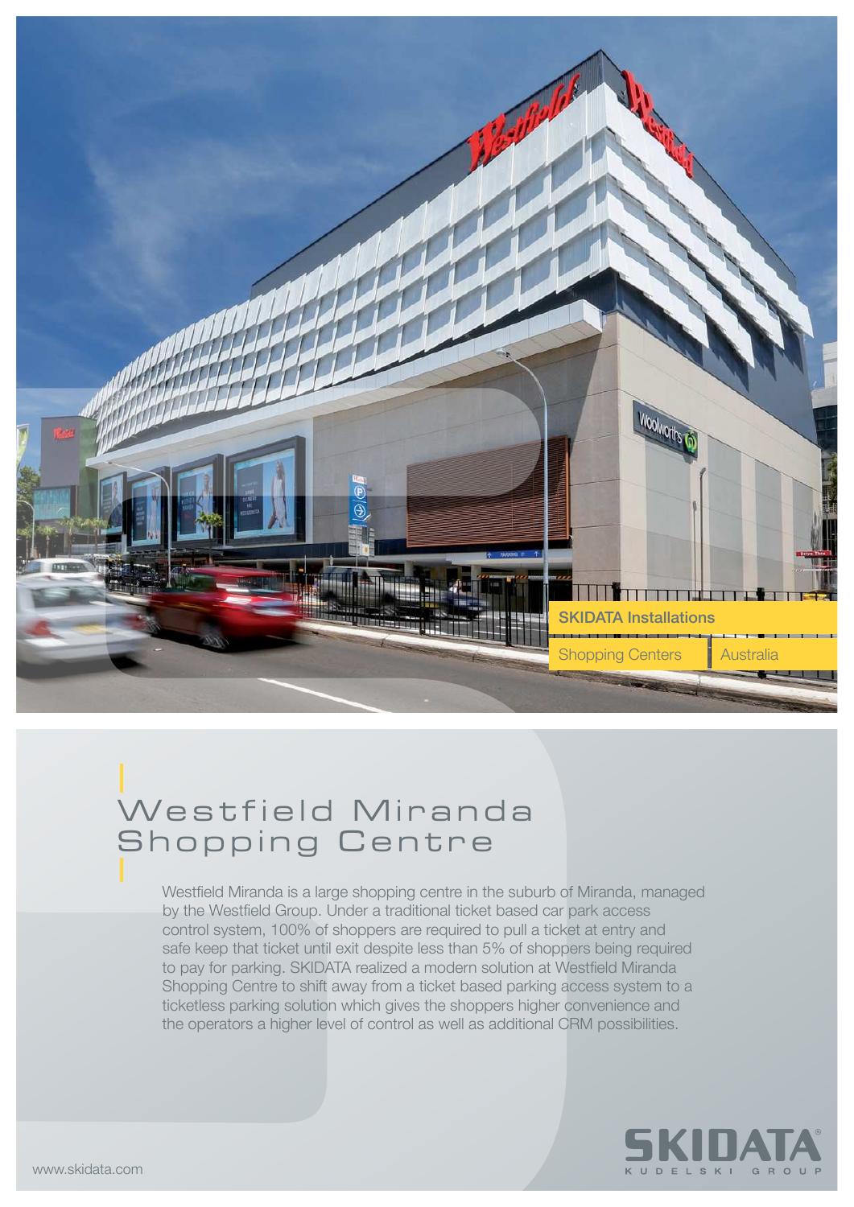SKIDATA Installations

Shopping Centers | Australia

# Westfield Miranda Shopping Centre

Westfield Miranda is a large shopping centre in the suburb of Miranda, managed by the Westfield Group. Under a traditional ticket based car park access control system, 100% of shoppers are required to pull a ticket at entry and safe keep that ticket until exit despite less than 5% of shoppers being required to pay for parking. SKIDATA realized a modern solution at Westfield Miranda Shopping Centre to shift away from a ticket based parking access system to a ticketless parking solution which gives the shoppers higher convenience and the operators a higher level of control as well as additional CRM possibilities.

www.skidata.com

SKIDATA KUDELSKI GROUP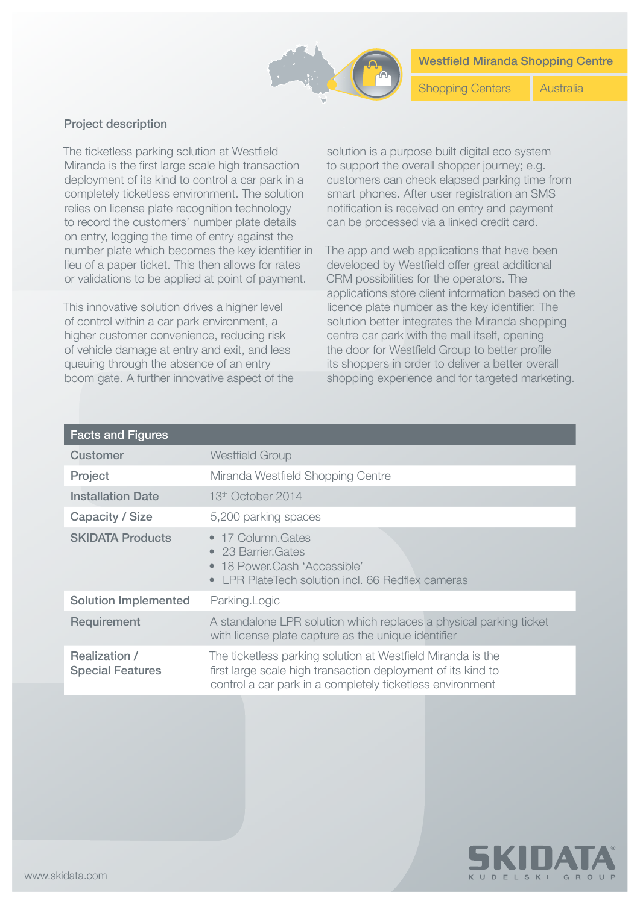# Westfield Miranda Shopping Centre

Shopping Centers | Australia

## Project description

The ticketless parking solution at Westfield Miranda is the first large scale high transaction deployment of its kind to control a car park in a completely ticketless environment. The solution relies on license plate recognition technology to record the customers' number plate details on entry, logging the time of entry against the number plate which becomes the key identifier in lieu of a paper ticket. This then allows for rates or validations to be applied at point of payment.

This innovative solution drives a higher level of control within a car park environment, a higher customer convenience, reducing risk of vehicle damage at entry and exit, and less queuing through the absence of an entry boom gate. A further innovative aspect of the solution is a purpose built digital eco system to support the overall shopper journey; e.g. customers can check elapsed parking time from smart phones. After user registration an SMS notification is received on entry and payment can be processed via a linked credit card.

The app and web applications that have been developed by Westfield offer great additional CRM possibilities for the operators. The applications store client information based on the licence plate number as the key identifier. The solution better integrates the Miranda shopping centre car park with the mall itself, opening the door for Westfield Group to better profile its shoppers in order to deliver a better overall shopping experience and for targeted marketing.

| Facts and Figures | |
|---|---|
| **Customer** | Westfield Group |
| **Project** | Miranda Westfield Shopping Centre |
| **Installation Date** | 13th October 2014 |
| **Capacity / Size** | 5,200 parking spaces |
| **SKIDATA Products** | • 17 Column.Gates<br>• 23 Barrier.Gates<br>• 18 Power.Cash 'Accessible'<br>• LPR PlateTech solution incl. 66 Redflex cameras |
| **Solution Implemented** | Parking.Logic |
| **Requirement** | A standalone LPR solution which replaces a physical parking ticket with license plate capture as the unique identifier |
| **Realization / Special Features** | The ticketless parking solution at Westfield Miranda is the first large scale high transaction deployment of its kind to control a car park in a completely ticketless environment |

www.skidata.com

SKIDATA KUDELSKI GROUP